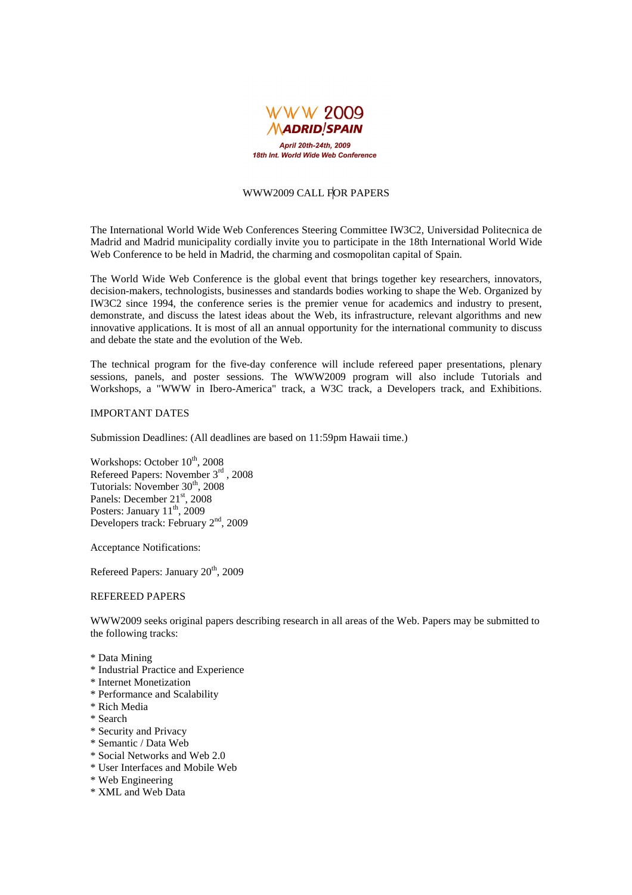WWW 2009
MADRID!SPAIN

*April 20th-24th, 2009*
*18th Int. World Wide Web Conference*

# WWW2009 CALL FOR PAPERS

The International World Wide Web Conferences Steering Committee IW3C2, Universidad Politecnica de Madrid and Madrid municipality cordially invite you to participate in the 18th International World Wide Web Conference to be held in Madrid, the charming and cosmopolitan capital of Spain.

The World Wide Web Conference is the global event that brings together key researchers, innovators, decision-makers, technologists, businesses and standards bodies working to shape the Web. Organized by IW3C2 since 1994, the conference series is the premier venue for academics and industry to present, demonstrate, and discuss the latest ideas about the Web, its infrastructure, relevant algorithms and new innovative applications. It is most of all an annual opportunity for the international community to discuss and debate the state and the evolution of the Web.

The technical program for the five-day conference will include refereed paper presentations, plenary sessions, panels, and poster sessions. The WWW2009 program will also include Tutorials and Workshops, a "WWW in Ibero-America" track, a W3C track, a Developers track, and Exhibitions.

## IMPORTANT DATES

Submission Deadlines: (All deadlines are based on 11:59pm Hawaii time.)

Workshops: October 10th, 2008
Refereed Papers: November 3rd, 2008
Tutorials: November 30th, 2008
Panels: December 21st, 2008
Posters: January 11th, 2009
Developers track: February 2nd, 2009

Acceptance Notifications:

Refereed Papers: January 20th, 2009

## REFEREED PAPERS

WWW2009 seeks original papers describing research in all areas of the Web. Papers may be submitted to the following tracks:

* Data Mining
* Industrial Practice and Experience
* Internet Monetization
* Performance and Scalability
* Rich Media
* Search
* Security and Privacy
* Semantic / Data Web
* Social Networks and Web 2.0
* User Interfaces and Mobile Web
* Web Engineering
* XML and Web Data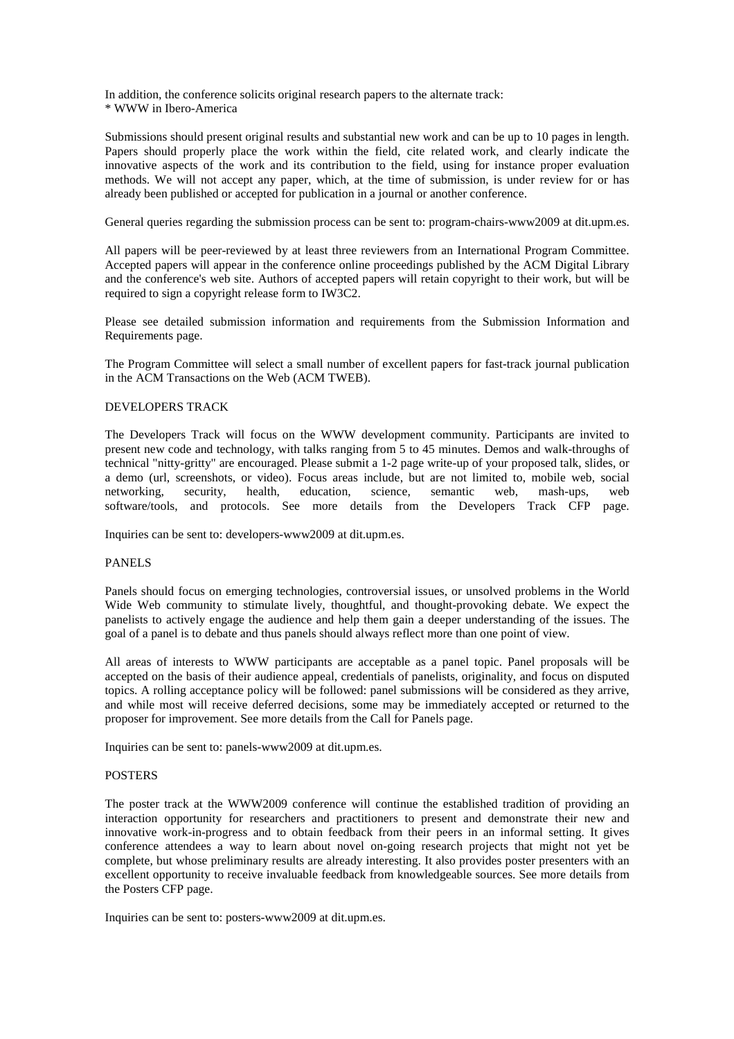In addition, the conference solicits original research papers to the alternate track:
* WWW in Ibero-America

Submissions should present original results and substantial new work and can be up to 10 pages in length. Papers should properly place the work within the field, cite related work, and clearly indicate the innovative aspects of the work and its contribution to the field, using for instance proper evaluation methods. We will not accept any paper, which, at the time of submission, is under review for or has already been published or accepted for publication in a journal or another conference.

General queries regarding the submission process can be sent to: program-chairs-www2009 at dit.upm.es.

All papers will be peer-reviewed by at least three reviewers from an International Program Committee. Accepted papers will appear in the conference online proceedings published by the ACM Digital Library and the conference's web site. Authors of accepted papers will retain copyright to their work, but will be required to sign a copyright release form to IW3C2.

Please see detailed submission information and requirements from the Submission Information and Requirements page.

The Program Committee will select a small number of excellent papers for fast-track journal publication in the ACM Transactions on the Web (ACM TWEB).

## DEVELOPERS TRACK

The Developers Track will focus on the WWW development community. Participants are invited to present new code and technology, with talks ranging from 5 to 45 minutes. Demos and walk-throughs of technical "nitty-gritty" are encouraged. Please submit a 1-2 page write-up of your proposed talk, slides, or a demo (url, screenshots, or video). Focus areas include, but are not limited to, mobile web, social networking, security, health, education, science, semantic web, mash-ups, web software/tools, and protocols. See more details from the Developers Track CFP page.

Inquiries can be sent to: developers-www2009 at dit.upm.es.

## PANELS

Panels should focus on emerging technologies, controversial issues, or unsolved problems in the World Wide Web community to stimulate lively, thoughtful, and thought-provoking debate. We expect the panelists to actively engage the audience and help them gain a deeper understanding of the issues. The goal of a panel is to debate and thus panels should always reflect more than one point of view.

All areas of interests to WWW participants are acceptable as a panel topic. Panel proposals will be accepted on the basis of their audience appeal, credentials of panelists, originality, and focus on disputed topics. A rolling acceptance policy will be followed: panel submissions will be considered as they arrive, and while most will receive deferred decisions, some may be immediately accepted or returned to the proposer for improvement. See more details from the Call for Panels page.

Inquiries can be sent to: panels-www2009 at dit.upm.es.

## POSTERS

The poster track at the WWW2009 conference will continue the established tradition of providing an interaction opportunity for researchers and practitioners to present and demonstrate their new and innovative work-in-progress and to obtain feedback from their peers in an informal setting. It gives conference attendees a way to learn about novel on-going research projects that might not yet be complete, but whose preliminary results are already interesting. It also provides poster presenters with an excellent opportunity to receive invaluable feedback from knowledgeable sources. See more details from the Posters CFP page.

Inquiries can be sent to: posters-www2009 at dit.upm.es.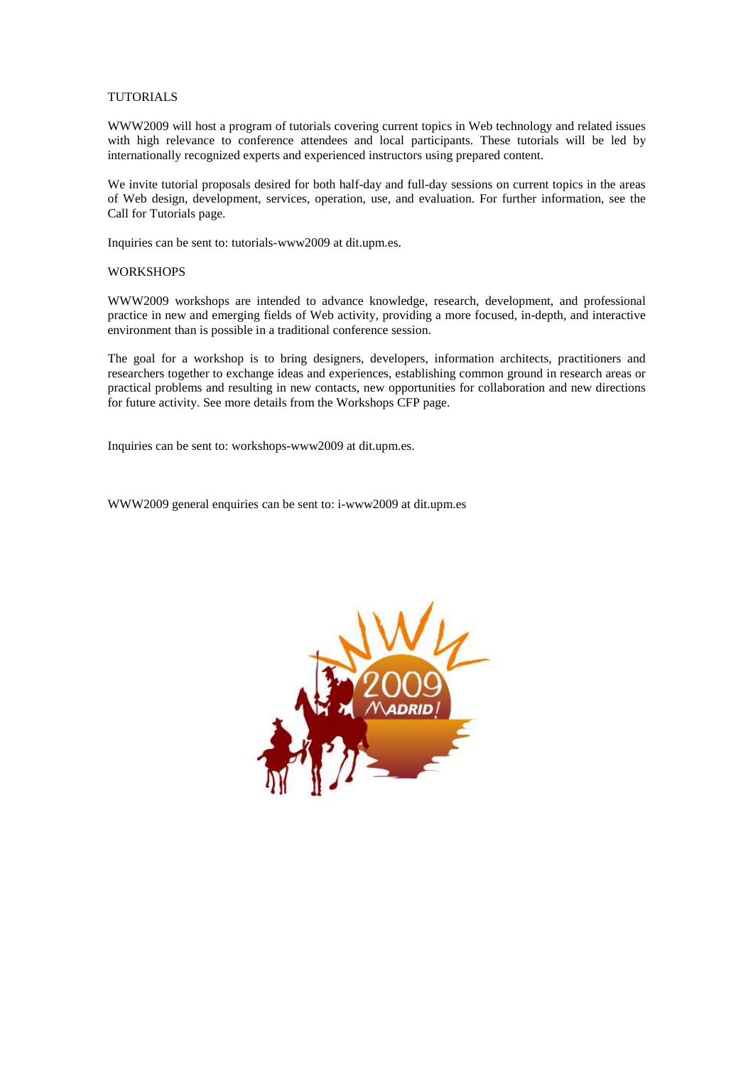## TUTORIALS

WWW2009 will host a program of tutorials covering current topics in Web technology and related issues with high relevance to conference attendees and local participants. These tutorials will be led by internationally recognized experts and experienced instructors using prepared content.

We invite tutorial proposals desired for both half-day and full-day sessions on current topics in the areas of Web design, development, services, operation, use, and evaluation. For further information, see the Call for Tutorials page.

Inquiries can be sent to: tutorials-www2009 at dit.upm.es.

## WORKSHOPS

WWW2009 workshops are intended to advance knowledge, research, development, and professional practice in new and emerging fields of Web activity, providing a more focused, in-depth, and interactive environment than is possible in a traditional conference session.

The goal for a workshop is to bring designers, developers, information architects, practitioners and researchers together to exchange ideas and experiences, establishing common ground in research areas or practical problems and resulting in new contacts, new opportunities for collaboration and new directions for future activity. See more details from the Workshops CFP page.

Inquiries can be sent to: workshops-www2009 at dit.upm.es.

WWW2009 general enquiries can be sent to: i-www2009 at dit.upm.es